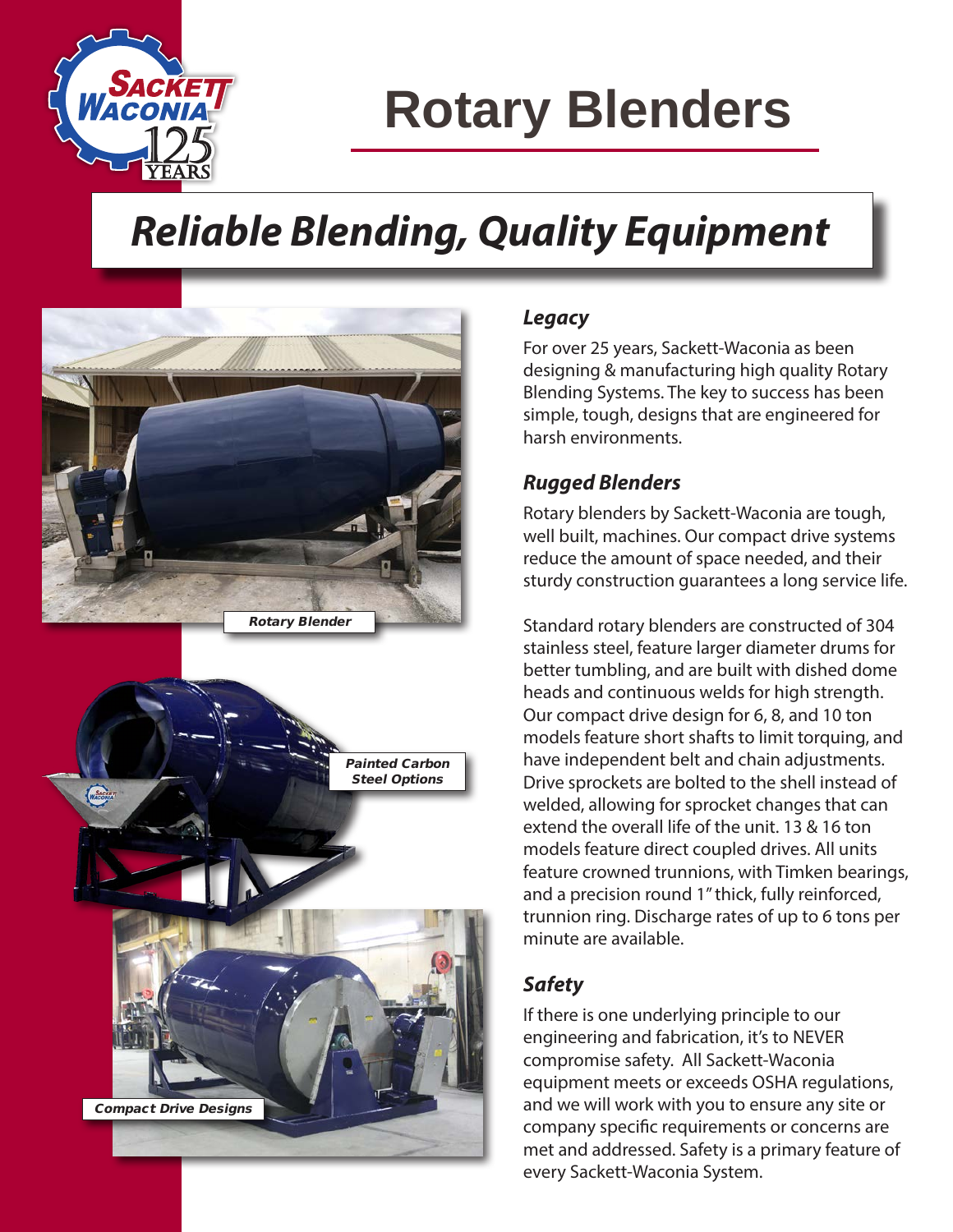# Rotary Blenders

## *Reliable Blending, Quality Equipment*

Rotary Blender

Painted Carbon Steel Options

Compact Drive Designs

### *Legacy*

For over 25 years, Sackett-Waconia as been designing & manufacturing high quality Rotary Blending Systems. The key to success has been simple, tough, designs that are engineered for harsh environments.

### *Rugged Blenders*

Rotary blenders by Sackett-Waconia are tough, well built, machines. Our compact drive systems reduce the amount of space needed, and their sturdy construction guarantees a long service life.

Standard rotary blenders are constructed of 304 stainless steel, feature larger diameter drums for better tumbling, and are built with dished dome heads and continuous welds for high strength. Our compact drive design for 6, 8, and 10 ton models feature short shafts to limit torquing, and have independent belt and chain adjustments. Drive sprockets are bolted to the shell instead of welded, allowing for sprocket changes that can extend the overall life of the unit. 13 & 16 ton models feature direct coupled drives. All units feature crowned trunnions, with Timken bearings, and a precision round 1" thick, fully reinforced, trunnion ring. Discharge rates of up to 6 tons per minute are available.

### *Safety*

If there is one underlying principle to our engineering and fabrication, it's to NEVER compromise safety. All Sackett-Waconia equipment meets or exceeds OSHA regulations, and we will work with you to ensure any site or company specific requirements or concerns are met and addressed. Safety is a primary feature of every Sackett-Waconia System.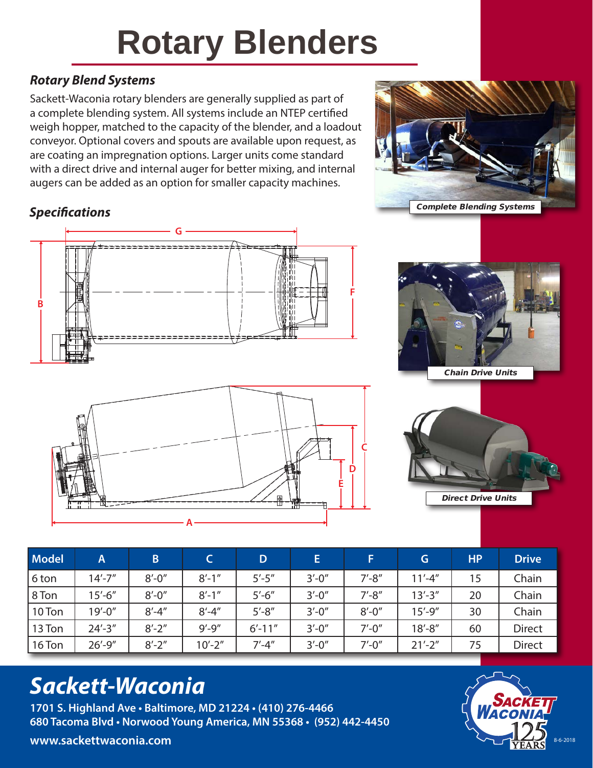# Rotary Blenders

## Rotary Blend Systems

Sackett-Waconia rotary blenders are generally supplied as part of a complete blending system. All systems include an NTEP certified weigh hopper, matched to the capacity of the blender, and a loadout conveyor. Optional covers and spouts are available upon request, as are coating an impregnation options. Larger units come standard with a direct drive and internal auger for better mixing, and internal augers can be added as an option for smaller capacity machines.

Complete Blending Systems

## Specifications

G
B
F
C
D
E
A

Chain Drive Units

Direct Drive Units

| Model | A | B | C | D | E | F | G | HP | Drive |
|---|---|---|---|---|---|---|---|---|---|
| 6 ton | 14′-7″ | 8′-0″ | 8′-1″ | 5′-5″ | 3′-0″ | 7′-8″ | 11′-4″ | 15 | Chain |
| 8 Ton | 15′-6″ | 8′-0″ | 8′-1″ | 5′-6″ | 3′-0″ | 7′-8″ | 13′-3″ | 20 | Chain |
| 10 Ton | 19′-0″ | 8′-4″ | 8′-4″ | 5′-8″ | 3′-0″ | 8′-0″ | 15′-9″ | 30 | Chain |
| 13 Ton | 24′-3″ | 8′-2″ | 9′-9″ | 6′-11″ | 3′-0″ | 7′-0″ | 18′-8″ | 60 | Direct |
| 16 Ton | 26′-9″ | 8′-2″ | 10′-2″ | 7′-4″ | 3′-0″ | 7′-0″ | 21′-2″ | 75 | Direct |

## Sackett-Waconia

**1701 S. Highland Ave • Baltimore, MD 21224 • (410) 276-4466**
**680 Tacoma Blvd • Norwood Young America, MN 55368 • (952) 442-4450**

**www.sackettwaconia.com**

Sackett Waconia 125 Years

8-6-2018